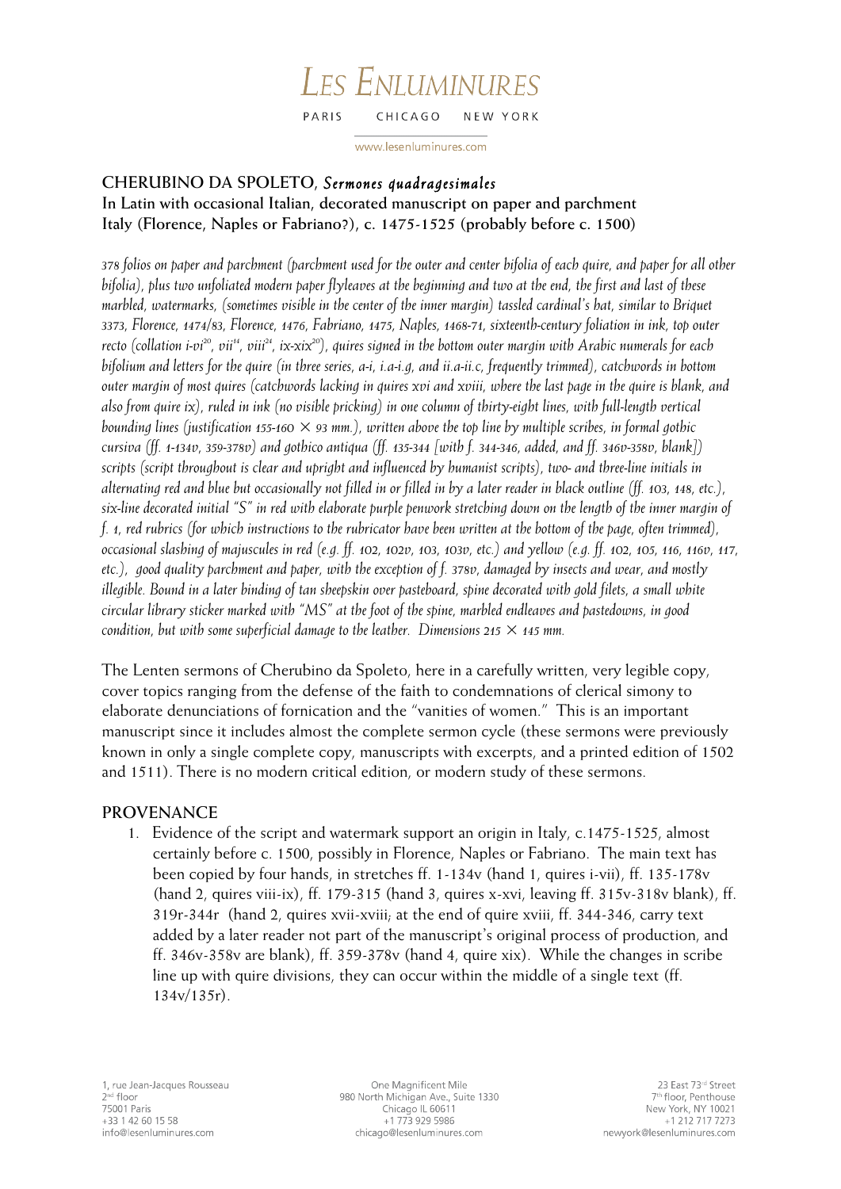# LES ENLUMINURES

PARIS CHICAGO NEW YORK

www.lesenluminures.com

**CHERUBINO DA SPOLETO,** ***Sermones quadragesimales***
**In Latin with occasional Italian, decorated manuscript on paper and parchment**
**Italy (Florence, Naples or Fabriano?), c. 1475-1525 (probably before c. 1500)**

*378 folios on paper and parchment (parchment used for the outer and center bifolia of each quire, and paper for all other bifolia), plus two unfoliated modern paper flyleaves at the beginning and two at the end, the first and last of these marbled, watermarks, (sometimes visible in the center of the inner margin) tasseled cardinal's hat, similar to Briquet 3373, Florence, 1474/83, Florence, 1476, Fabriano, 1475, Naples, 1468-71, sixteenth-century foliation in ink, top outer recto (collation i-vi[20], vii[14], viii[24], ix-xix[20]), quires signed in the bottom outer margin with Arabic numerals for each bifolium and letters for the quire (in three series, a-i, i.a-i.g, and ii.a-ii.c, frequently trimmed), catchwords in bottom outer margin of most quires (catchwords lacking in quires xvi and xviii, where the last page in the quire is blank, and also from quire ix), ruled in ink (no visible pricking) in one column of thirty-eight lines, with full-length vertical bounding lines (justification 155-160 × 93 mm.), written above the top line by multiple scribes, in formal gothic cursiva (ff. 1-134v, 359-378v) and gothico antiqua (ff. 135-344 [with f. 344-346, added, and ff. 346v-358v, blank]) scripts (script throughout is clear and upright and influenced by humanist scripts), two- and three-line initials in alternating red and blue but occasionally not filled in or filled in by a later reader in black outline (ff. 103, 148, etc.), six-line decorated initial "S" in red with elaborate purple penwork stretching down on the length of the inner margin of f. 1, red rubrics (for which instructions to the rubricator have been written at the bottom of the page, often trimmed), occasional slashing of majuscules in red (e.g. ff. 102, 102v, 103, 103v, etc.) and yellow (e.g. ff. 102, 105, 116, 116v, 117, etc.), good quality parchment and paper, with the exception of f. 378v, damaged by insects and wear, and mostly illegible. Bound in a later binding of tan sheepskin over pasteboard, spine decorated with gold filets, a small white circular library sticker marked with "MS" at the foot of the spine, marbled endleaves and pastedowns, in good condition, but with some superficial damage to the leather. Dimensions 215 × 145 mm.*

The Lenten sermons of Cherubino da Spoleto, here in a carefully written, very legible copy, cover topics ranging from the defense of the faith to condemnations of clerical simony to elaborate denunciations of fornication and the "vanities of women." This is an important manuscript since it includes almost the complete sermon cycle (these sermons were previously known in only a single complete copy, manuscripts with excerpts, and a printed edition of 1502 and 1511). There is no modern critical edition, or modern study of these sermons.

## PROVENANCE

1. Evidence of the script and watermark support an origin in Italy, c.1475-1525, almost certainly before c. 1500, possibly in Florence, Naples or Fabriano. The main text has been copied by four hands, in stretches ff. 1-134v (hand 1, quires i-vii), ff. 135-178v (hand 2, quires viii-ix), ff. 179-315 (hand 3, quires x-xvi, leaving ff. 315v-318v blank), ff. 319r-344r (hand 2, quires xvii-xviii; at the end of quire xviii, ff. 344-346, carry text added by a later reader not part of the manuscript's original process of production, and ff. 346v-358v are blank), ff. 359-378v (hand 4, quire xix). While the changes in scribe line up with quire divisions, they can occur within the middle of a single text (ff. 134v/135r).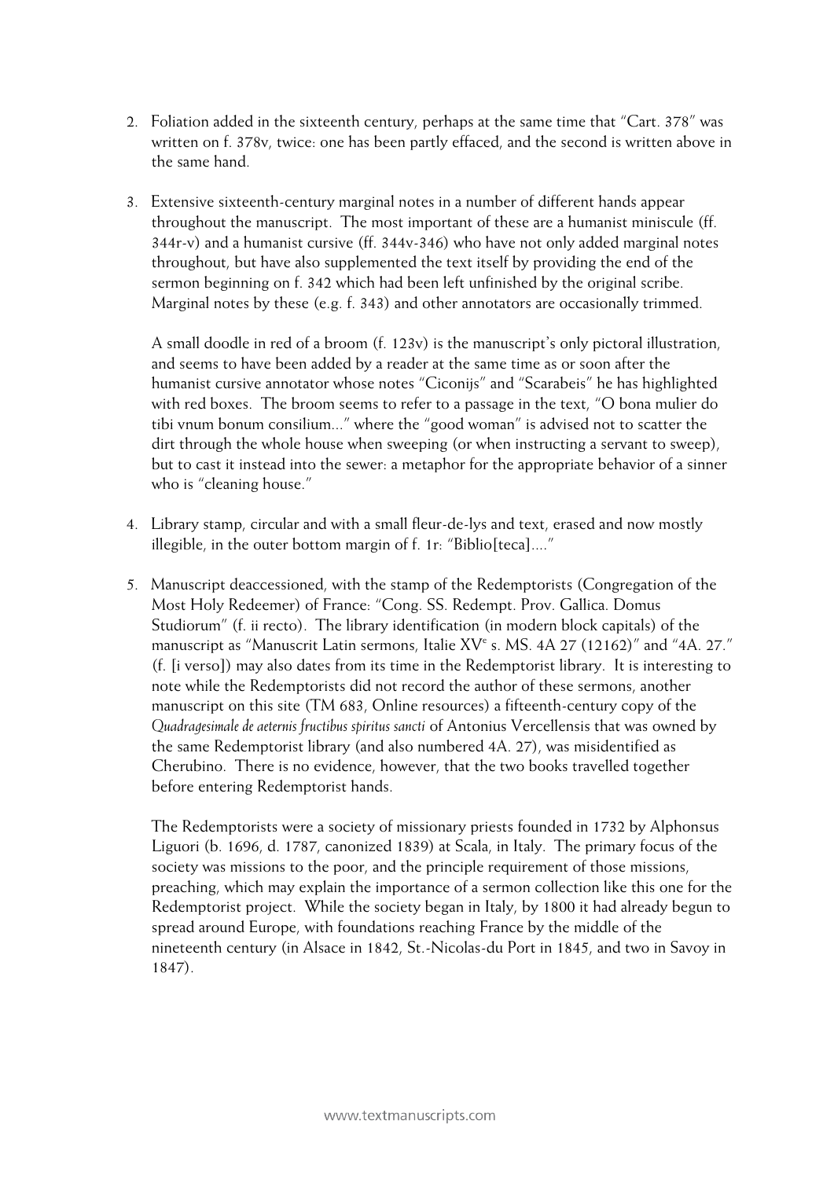2. Foliation added in the sixteenth century, perhaps at the same time that "Cart. 378" was written on f. 378v, twice: one has been partly effaced, and the second is written above in the same hand.

3. Extensive sixteenth-century marginal notes in a number of different hands appear throughout the manuscript. The most important of these are a humanist miniscule (ff. 344r-v) and a humanist cursive (ff. 344v-346) who have not only added marginal notes throughout, but have also supplemented the text itself by providing the end of the sermon beginning on f. 342 which had been left unfinished by the original scribe. Marginal notes by these (e.g. f. 343) and other annotators are occasionally trimmed.

   A small doodle in red of a broom (f. 123v) is the manuscript's only pictoral illustration, and seems to have been added by a reader at the same time as or soon after the humanist cursive annotator whose notes "Ciconijs" and "Scarabeis" he has highlighted with red boxes. The broom seems to refer to a passage in the text, "O bona mulier do tibi vnum bonum consilium..." where the "good woman" is advised not to scatter the dirt through the whole house when sweeping (or when instructing a servant to sweep), but to cast it instead into the sewer: a metaphor for the appropriate behavior of a sinner who is "cleaning house."

4. Library stamp, circular and with a small fleur-de-lys and text, erased and now mostly illegible, in the outer bottom margin of f. 1r: "Biblio[teca]...."

5. Manuscript deaccessioned, with the stamp of the Redemptorists (Congregation of the Most Holy Redeemer) of France: "Cong. SS. Redempt. Prov. Gallica. Domus Studiorum" (f. ii recto). The library identification (in modern block capitals) of the manuscript as "Manuscrit Latin sermons, Italie XV[e] s. MS. 4A 27 (12162)" and "4A. 27." (f. [i verso]) may also dates from its time in the Redemptorist library. It is interesting to note while the Redemptorists did not record the author of these sermons, another manuscript on this site (TM 683, Online resources) a fifteenth-century copy of the *Quadragesimale de aeternis fructibus spiritus sancti* of Antonius Vercellensis that was owned by the same Redemptorist library (and also numbered 4A. 27), was misidentified as Cherubino. There is no evidence, however, that the two books travelled together before entering Redemptorist hands.

   The Redemptorists were a society of missionary priests founded in 1732 by Alphonsus Liguori (b. 1696, d. 1787, canonized 1839) at Scala, in Italy. The primary focus of the society was missions to the poor, and the principle requirement of those missions, preaching, which may explain the importance of a sermon collection like this one for the Redemptorist project. While the society began in Italy, by 1800 it had already begun to spread around Europe, with foundations reaching France by the middle of the nineteenth century (in Alsace in 1842, St.-Nicolas-du Port in 1845, and two in Savoy in 1847).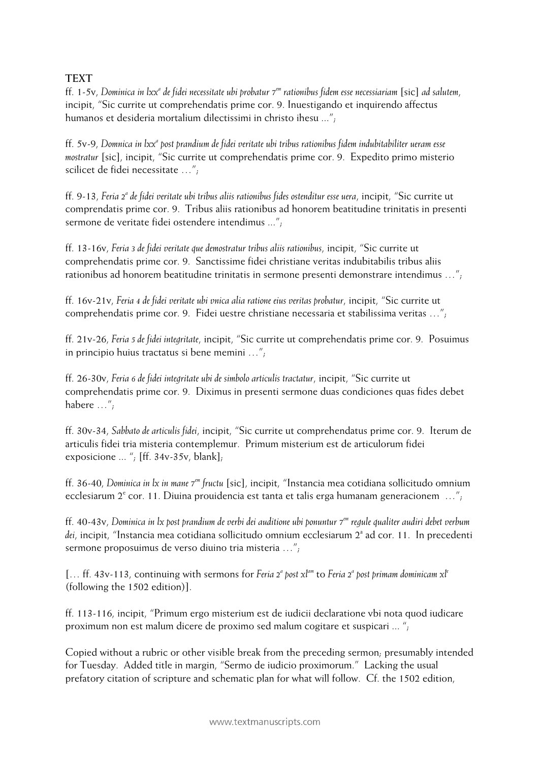**TEXT**

ff. 1-5v, *Dominica in lxx*[a] *de fidei necessitate ubi probatur 7*[em] *rationibus fidem esse necessiariam* [sic] *ad salutem*, incipit, "Sic currite ut comprehendatis prime cor. 9. Inuestigando et inquirendo affectus humanos et desideria mortalium dilectissimi in christo ihesu ...";

ff. 5v-9, *Domnica in lxx*[a] *post prandium de fidei veritate ubi tribus rationibus fidem indubitabiliter ueram esse mostratur* [sic], incipit, "Sic currite ut comprehendatis prime cor. 9. Expedito primo misterio scilicet de fidei necessitate …";

ff. 9-13, *Feria 2*[a] *de fidei veritate ubi tribus aliis rationibus fides ostenditur esse uera*, incipit, "Sic currite ut comprendatis prime cor. 9. Tribus aliis rationibus ad honorem beatitudine trinitatis in presenti sermone de veritate fidei ostendere intendimus ...";

ff. 13-16v, *Feria 3 de fidei veritate que demostratur tribus aliis rationibus*, incipit, "Sic currite ut comprehendatis prime cor. 9. Sanctissime fidei christiane veritas indubitabilis tribus aliis rationibus ad honorem beatitudine trinitatis in sermone presenti demonstrare intendimus …";

ff. 16v-21v, *Feria 4 de fidei veritate ubi vnica alia ratione eius veritas probatur*, incipit, "Sic currite ut comprehendatis prime cor. 9. Fidei uestre christiane necessaria et stabilissima veritas …";

ff. 21v-26, *Feria 5 de fidei integritate*, incipit, "Sic currite ut comprehendatis prime cor. 9. Posuimus in principio huius tractatus si bene memini …";

ff. 26-30v, *Feria 6 de fidei integritate ubi de simbolo articulis tractatur*, incipit, "Sic currite ut comprehendatis prime cor. 9. Diximus in presenti sermone duas condiciones quas fides debet habere …";

ff. 30v-34, *Sabbato de articulis fidei*, incipit, "Sic currite ut comprehendatus prime cor. 9. Iterum de articulis fidei tria misteria contemplemur. Primum misterium est de articulorum fidei exposicione ... "; [ff. 34v-35v, blank];

ff. 36-40, *Dominica in lx in mane 7*[em] *fructu* [sic], incipit, "Instancia mea cotidiana sollicitudo omnium ecclesiarum 2[e] cor. 11. Diuina prouidencia est tanta et talis erga humanam generacionem …";

ff. 40-43v, *Dominica in lx post prandium de verbi dei auditione ubi ponuntur 7*[em] *regule qualiter audiri debet verbum dei*, incipit, "Instancia mea cotidiana sollicitudo omnium ecclesiarum 2[a] ad cor. 11. In precedenti sermone proposuimus de verso diuino tria misteria …";

[… ff. 43v-113, continuing with sermons for *Feria 2*[a] *post xl*[am] to *Feria 2*[a] *post primam dominicam xl*[e] (following the 1502 edition)].

ff. 113-116, incipit, "Primum ergo misterium est de iudicii declaratione vbi nota quod iudicare proximum non est malum dicere de proximo sed malum cogitare et suspicari ... ";

Copied without a rubric or other visible break from the preceding sermon; presumably intended for Tuesday. Added title in margin, "Sermo de iudicio proximorum." Lacking the usual prefatory citation of scripture and schematic plan for what will follow. Cf. the 1502 edition,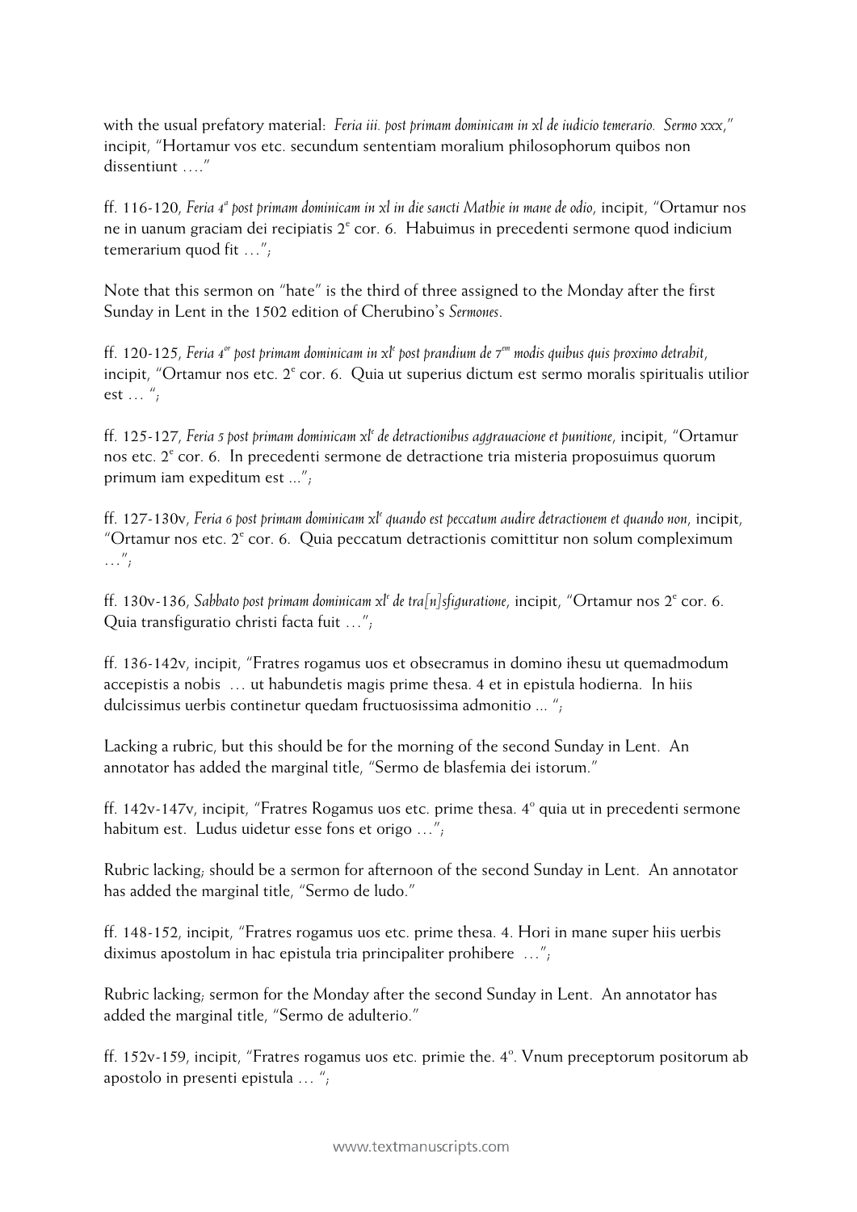with the usual prefatory material: *Feria iii. post primam dominicam in xl de iudicio temerario. Sermo xxx*," incipit, "Hortamur vos etc. secundum sententiam moralium philosophorum quibos non dissentiunt …."

ff. 116-120, *Feria 4ª post primam dominicam in xl in die sancti Mathie in mane de odio*, incipit, "Ortamur nos ne in uanum graciam dei recipiatis 2ᵉ cor. 6. Habuimus in precedenti sermone quod indicium temerarium quod fit …";

Note that this sermon on "hate" is the third of three assigned to the Monday after the first Sunday in Lent in the 1502 edition of Cherubino's *Sermones*.

ff. 120-125, *Feria 4ᵒʳ post primam dominicam in xlᵉ post prandium de 7ᵉᵐ modis quibus quis proximo detrabit*, incipit, "Ortamur nos etc. 2ᵉ cor. 6. Quia ut superius dictum est sermo moralis spiritualis utilior est … ";

ff. 125-127, *Feria 5 post primam dominicam xlᵉ de detractionibus aggrauacione et punitione*, incipit, "Ortamur nos etc. 2ᵉ cor. 6. In precedenti sermone de detractione tria misteria proposuimus quorum primum iam expeditum est ...";

ff. 127-130v, *Feria 6 post primam dominicam xlᵉ quando est peccatum audire detractionem et quando non*, incipit, "Ortamur nos etc. 2ᵉ cor. 6. Quia peccatum detractionis comittitur non solum complexu̇mum …";

ff. 130v-136, *Sabbato post primam dominicam xlᵉ de tra[n]sfiguratione*, incipit, "Ortamur nos 2ᵉ cor. 6. Quia transfiguratio christi facta fuit …";

ff. 136-142v, incipit, "Fratres rogamus uos et obsecramus in domino ihesu ut quemadmodum accepistis a nobis … ut habundetis magis prime thesa. 4 et in epistula hodierna. In hiis dulcissimus uerbis continetur quedam fructuosissima admonitio ... ";

Lacking a rubric, but this should be for the morning of the second Sunday in Lent. An annotator has added the marginal title, "Sermo de blasfemia dei istorum."

ff. 142v-147v, incipit, "Fratres Rogamus uos etc. prime thesa. 4ᵒ quia ut in precedenti sermone habitum est. Ludus uidetur esse fons et origo …";

Rubric lacking; should be a sermon for afternoon of the second Sunday in Lent. An annotator has added the marginal title, "Sermo de ludo."

ff. 148-152, incipit, "Fratres rogamus uos etc. prime thesa. 4. Hori in mane super hiis uerbis diximus apostolum in hac epistula tria principaliter prohibere …";

Rubric lacking; sermon for the Monday after the second Sunday in Lent. An annotator has added the marginal title, "Sermo de adulterio."

ff. 152v-159, incipit, "Fratres rogamus uos etc. primie the. 4ᵒ. Vnum preceptorum positorum ab apostolo in presenti epistula … ";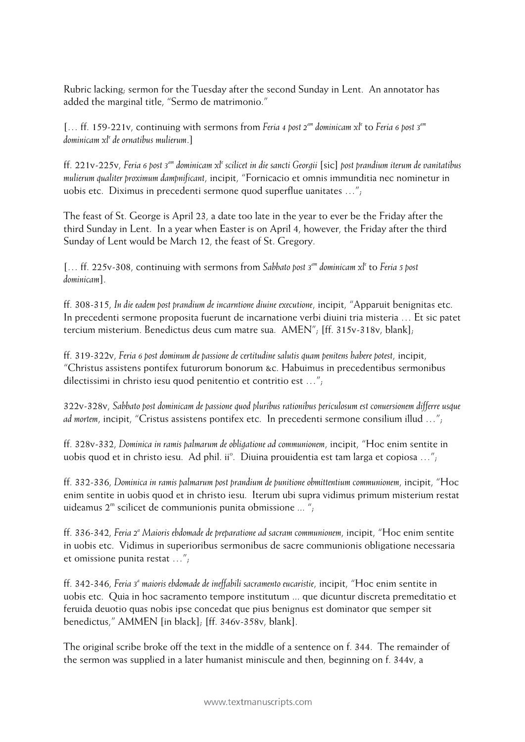Rubric lacking; sermon for the Tuesday after the second Sunday in Lent. An annotator has added the marginal title, "Sermo de matrimonio."

[… ff. 159-221v, continuing with sermons from *Feria 4 post 2am dominicam xle* to *Feria 6 post 3am dominicam xle de ornatibus mulierum*.]

ff. 221v-225v, *Feria 6 post 3am dominicam xle scilicet in die sancti Georgii* [sic] *post prandium iterum de vanitatibus mulierum qualiter proximum dampnificant*, incipit, "Fornicacio et omnis immunditia nec nominetur in uobis etc. Diximus in precedenti sermone quod superflue uanitates …";

The feast of St. George is April 23, a date too late in the year to ever be the Friday after the third Sunday in Lent. In a year when Easter is on April 4, however, the Friday after the third Sunday of Lent would be March 12, the feast of St. Gregory.

[… ff. 225v-308, continuing with sermons from *Sabbato post 3am dominicam xle* to *Feria 5 post dominicam*].

ff. 308-315, *In die eadem post prandium de incarntione diuine executione*, incipit, "Apparuit benignitas etc. In precedenti sermone proposita fuerunt de incarnatione verbi diuini tria misteria … Et sic patet tercium misterium. Benedictus deus cum matre sua. AMEN"; [ff. 315v-318v, blank];

ff. 319-322v, *Feria 6 post dominum de passione de certitudine salutis quam penitens habere potest*, incipit, "Christus assistens pontifex futurorum bonorum &c. Habuimus in precedentibus sermonibus dilectissimi in christo iesu quod penitentio et contritio est …";

322v-328v, *Sabbato post dominicam de passione quod pluribus rationibus periculosum est conuersionem differre usque ad mortem*, incipit, "Cristus assistens pontifex etc. In precedenti sermone consilium illud …";

ff. 328v-332, *Dominica in ramis palmarum de obligatione ad communionem*, incipit, "Hoc enim sentite in uobis quod et in christo iesu. Ad phil. iio. Diuina prouidentia est tam larga et copiosa …";

ff. 332-336, *Dominica in ramis palmarum post prandium de punitione obmittentium communionem*, incipit, "Hoc enim sentite in uobis quod et in christo iesu. Iterum ubi supra vidimus primum misterium restat uideamus 2m scilicet de communionis punita obmissione ... ";

ff. 336-342, *Feria 2a Maioris ebdomade de preparatione ad sacram communionem*, incipit, "Hoc enim sentite in uobis etc. Vidimus in superioribus sermonibus de sacre communionis obligatione necessaria et omissione punita restat …";

ff. 342-346, *Feria 3a maioris ebdomade de ineffabili sacramento eucaristie*, incipit, "Hoc enim sentite in uobis etc. Quia in hoc sacramento tempore institutum ... que dicuntur discreta premeditatio et feruida deuotio quas nobis ipse concedat que pius benignus est dominator que semper sit benedictus," AMMEN [in black]; [ff. 346v-358v, blank].

The original scribe broke off the text in the middle of a sentence on f. 344. The remainder of the sermon was supplied in a later humanist miniscule and then, beginning on f. 344v, a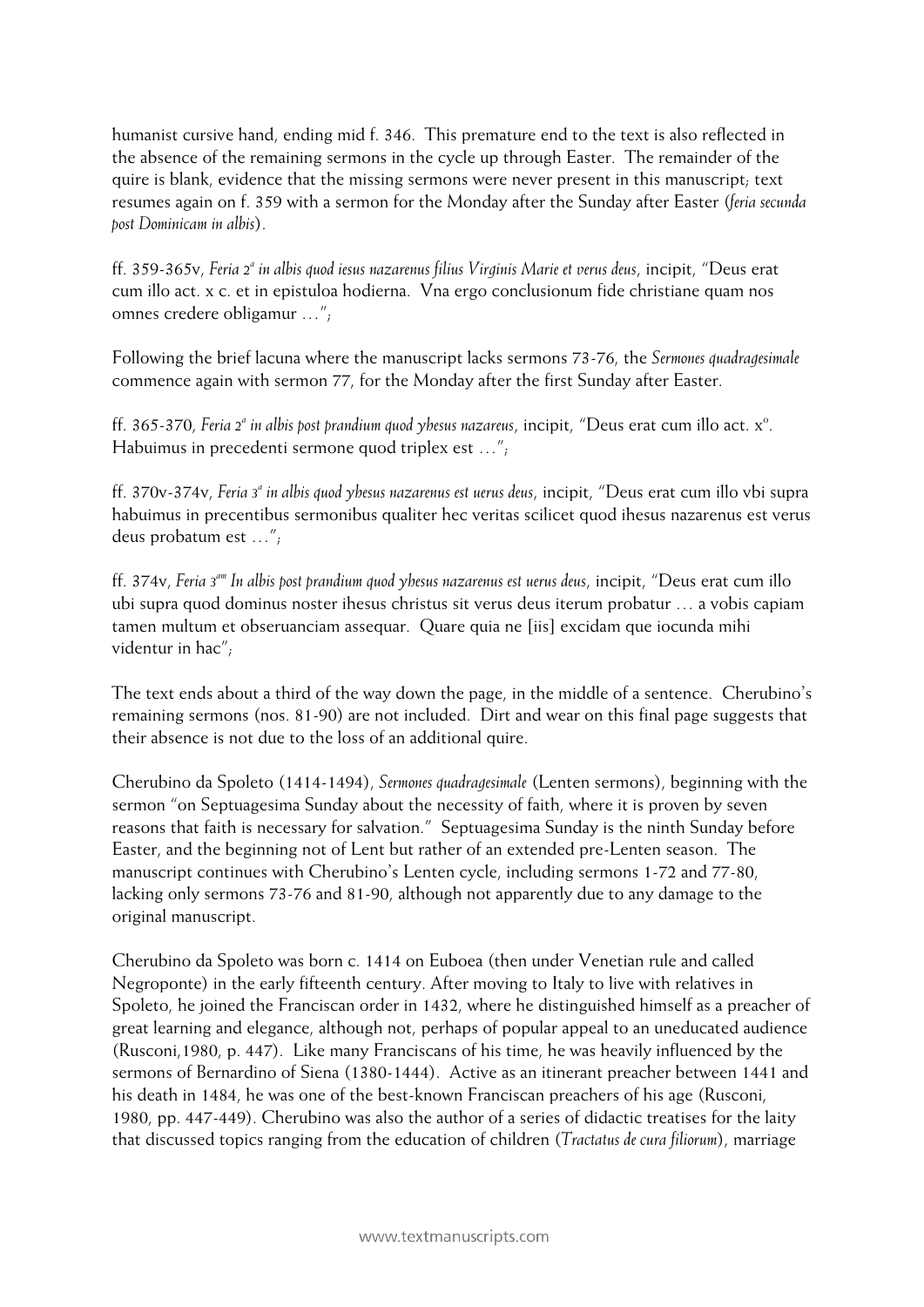humanist cursive hand, ending mid f. 346. This premature end to the text is also reflected in the absence of the remaining sermons in the cycle up through Easter. The remainder of the quire is blank, evidence that the missing sermons were never present in this manuscript; text resumes again on f. 359 with a sermon for the Monday after the Sunday after Easter (*feria secunda post Dominicam in albis*).

ff. 359-365v, *Feria 2a in albis quod iesus nazarenus filius Virginis Marie et verus deus*, incipit, "Deus erat cum illo act. x c. et in epistuloa hodierna. Vna ergo conclusionum fide christiane quam nos omnes credere obligamur …";

Following the brief lacuna where the manuscript lacks sermons 73-76, the *Sermones quadragesimale* commence again with sermon 77, for the Monday after the first Sunday after Easter.

ff. 365-370, *Feria 2a in albis post prandium quod yhesus nazareus*, incipit, "Deus erat cum illo act. xo. Habuimus in precedenti sermone quod triplex est …";

ff. 370v-374v, *Feria 3a in albis quod yhesus nazarenus est uerus deus*, incipit, "Deus erat cum illo vbi supra habuimus in precentibus sermonibus qualiter hec veritas scilicet quod ihesus nazarenus est verus deus probatum est …";

ff. 374v, *Feria 3am In albis post prandium quod yhesus nazarenus est uerus deus*, incipit, "Deus erat cum illo ubi supra quod dominus noster ihesus christus sit verus deus iterum probatur … a vobis capiam tamen multum et obseruanciam assequar. Quare quia ne [iis] excidam que iocunda mihi videntur in hac";

The text ends about a third of the way down the page, in the middle of a sentence. Cherubino's remaining sermons (nos. 81-90) are not included. Dirt and wear on this final page suggests that their absence is not due to the loss of an additional quire.

Cherubino da Spoleto (1414-1494), *Sermones quadragesimale* (Lenten sermons), beginning with the sermon "on Septuagesima Sunday about the necessity of faith, where it is proven by seven reasons that faith is necessary for salvation." Septuagesima Sunday is the ninth Sunday before Easter, and the beginning not of Lent but rather of an extended pre-Lenten season. The manuscript continues with Cherubino's Lenten cycle, including sermons 1-72 and 77-80, lacking only sermons 73-76 and 81-90, although not apparently due to any damage to the original manuscript.

Cherubino da Spoleto was born c. 1414 on Euboea (then under Venetian rule and called Negroponte) in the early fifteenth century. After moving to Italy to live with relatives in Spoleto, he joined the Franciscan order in 1432, where he distinguished himself as a preacher of great learning and elegance, although not, perhaps of popular appeal to an uneducated audience (Rusconi,1980, p. 447). Like many Franciscans of his time, he was heavily influenced by the sermons of Bernardino of Siena (1380-1444). Active as an itinerant preacher between 1441 and his death in 1484, he was one of the best-known Franciscan preachers of his age (Rusconi, 1980, pp. 447-449). Cherubino was also the author of a series of didactic treatises for the laity that discussed topics ranging from the education of children (*Tractatus de cura filiorum*), marriage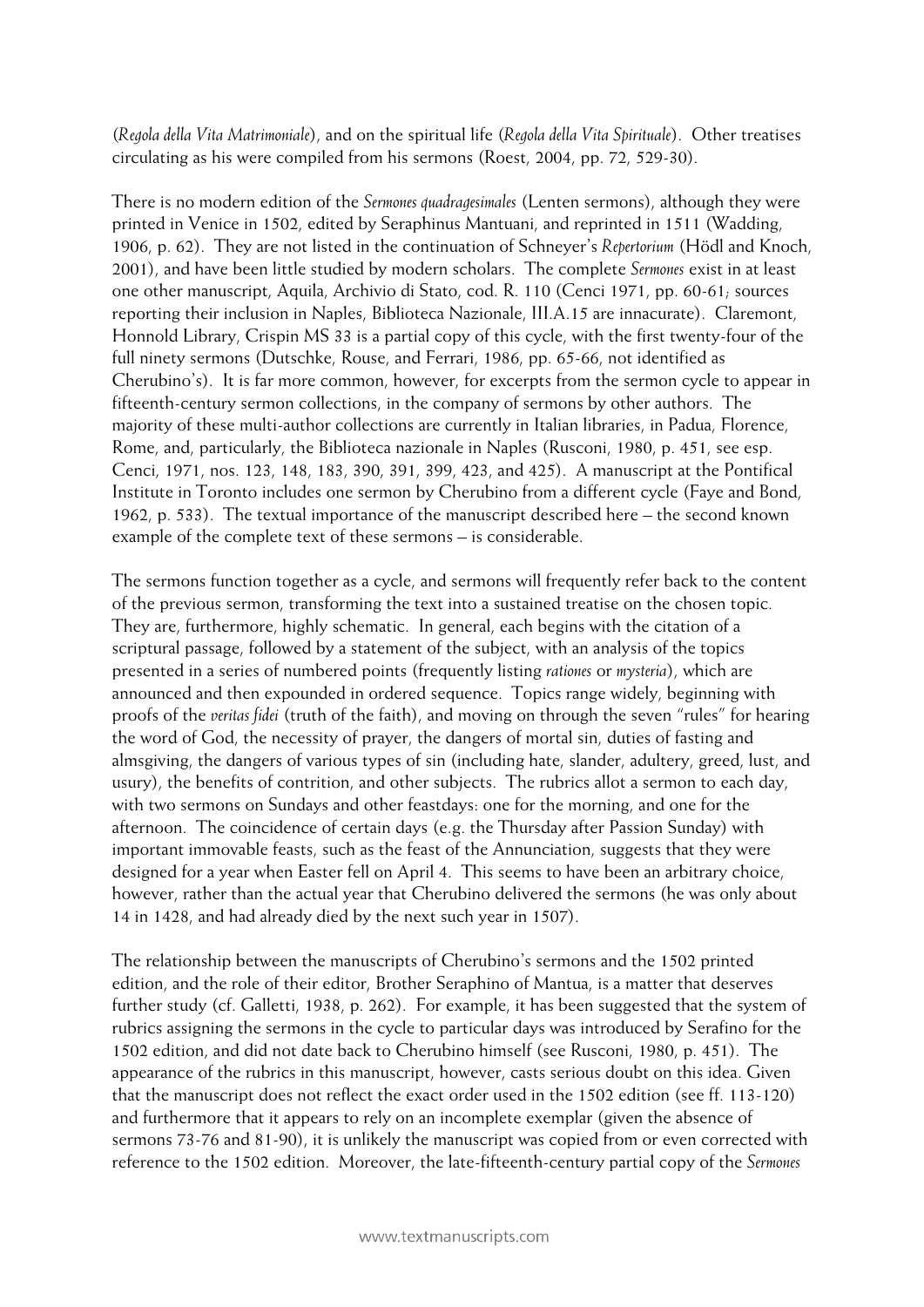(*Regola della Vita Matrimoniale*), and on the spiritual life (*Regola della Vita Spirituale*). Other treatises circulating as his were compiled from his sermons (Roest, 2004, pp. 72, 529-30).

There is no modern edition of the *Sermones quadragesimales* (Lenten sermons), although they were printed in Venice in 1502, edited by Seraphinus Mantuani, and reprinted in 1511 (Wadding, 1906, p. 62). They are not listed in the continuation of Schneyer's *Repertorium* (Hödl and Knoch, 2001), and have been little studied by modern scholars. The complete *Sermones* exist in at least one other manuscript, Aquila, Archivio di Stato, cod. R. 110 (Cenci 1971, pp. 60-61; sources reporting their inclusion in Naples, Biblioteca Nazionale, III.A.15 are innacurate). Claremont, Honnold Library, Crispin MS 33 is a partial copy of this cycle, with the first twenty-four of the full ninety sermons (Dutschke, Rouse, and Ferrari, 1986, pp. 65-66, not identified as Cherubino's). It is far more common, however, for excerpts from the sermon cycle to appear in fifteenth-century sermon collections, in the company of sermons by other authors. The majority of these multi-author collections are currently in Italian libraries, in Padua, Florence, Rome, and, particularly, the Biblioteca nazionale in Naples (Rusconi, 1980, p. 451, see esp. Cenci, 1971, nos. 123, 148, 183, 390, 391, 399, 423, and 425). A manuscript at the Pontifical Institute in Toronto includes one sermon by Cherubino from a different cycle (Faye and Bond, 1962, p. 533). The textual importance of the manuscript described here – the second known example of the complete text of these sermons – is considerable.

The sermons function together as a cycle, and sermons will frequently refer back to the content of the previous sermon, transforming the text into a sustained treatise on the chosen topic. They are, furthermore, highly schematic. In general, each begins with the citation of a scriptural passage, followed by a statement of the subject, with an analysis of the topics presented in a series of numbered points (frequently listing *rationes* or *mysteria*), which are announced and then expounded in ordered sequence. Topics range widely, beginning with proofs of the *veritas fidei* (truth of the faith), and moving on through the seven "rules" for hearing the word of God, the necessity of prayer, the dangers of mortal sin, duties of fasting and almsgiving, the dangers of various types of sin (including hate, slander, adultery, greed, lust, and usury), the benefits of contrition, and other subjects. The rubrics allot a sermon to each day, with two sermons on Sundays and other feastdays: one for the morning, and one for the afternoon. The coincidence of certain days (e.g. the Thursday after Passion Sunday) with important immovable feasts, such as the feast of the Annunciation, suggests that they were designed for a year when Easter fell on April 4. This seems to have been an arbitrary choice, however, rather than the actual year that Cherubino delivered the sermons (he was only about 14 in 1428, and had already died by the next such year in 1507).

The relationship between the manuscripts of Cherubino's sermons and the 1502 printed edition, and the role of their editor, Brother Seraphino of Mantua, is a matter that deserves further study (cf. Galletti, 1938, p. 262). For example, it has been suggested that the system of rubrics assigning the sermons in the cycle to particular days was introduced by Serafino for the 1502 edition, and did not date back to Cherubino himself (see Rusconi, 1980, p. 451). The appearance of the rubrics in this manuscript, however, casts serious doubt on this idea. Given that the manuscript does not reflect the exact order used in the 1502 edition (see ff. 113-120) and furthermore that it appears to rely on an incomplete exemplar (given the absence of sermons 73-76 and 81-90), it is unlikely the manuscript was copied from or even corrected with reference to the 1502 edition. Moreover, the late-fifteenth-century partial copy of the *Sermones*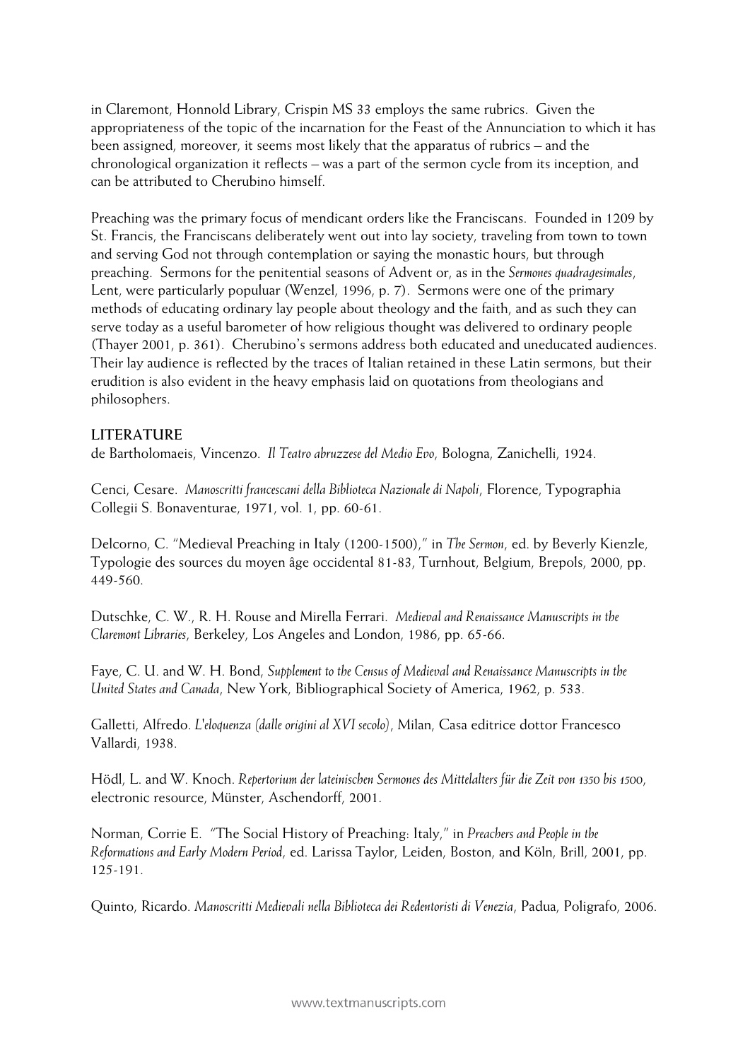in Claremont, Honnold Library, Crispin MS 33 employs the same rubrics. Given the appropriateness of the topic of the incarnation for the Feast of the Annunciation to which it has been assigned, moreover, it seems most likely that the apparatus of rubrics – and the chronological organization it reflects – was a part of the sermon cycle from its inception, and can be attributed to Cherubino himself.

Preaching was the primary focus of mendicant orders like the Franciscans. Founded in 1209 by St. Francis, the Franciscans deliberately went out into lay society, traveling from town to town and serving God not through contemplation or saying the monastic hours, but through preaching. Sermons for the penitential seasons of Advent or, as in the *Sermones quadragesimales*, Lent, were particularly populuar (Wenzel, 1996, p. 7). Sermons were one of the primary methods of educating ordinary lay people about theology and the faith, and as such they can serve today as a useful barometer of how religious thought was delivered to ordinary people (Thayer 2001, p. 361). Cherubino's sermons address both educated and uneducated audiences. Their lay audience is reflected by the traces of Italian retained in these Latin sermons, but their erudition is also evident in the heavy emphasis laid on quotations from theologians and philosophers.

## LITERATURE

de Bartholomaeis, Vincenzo. *Il Teatro abruzzese del Medio Evo*, Bologna, Zanichelli, 1924.

Cenci, Cesare. *Manoscritti francescani della Biblioteca Nazionale di Napoli*, Florence, Typographia Collegii S. Bonaventurae, 1971, vol. 1, pp. 60-61.

Delcorno, C. "Medieval Preaching in Italy (1200-1500)," in *The Sermon*, ed. by Beverly Kienzle, Typologie des sources du moyen âge occidental 81-83, Turnhout, Belgium, Brepols, 2000, pp. 449-560.

Dutschke, C. W., R. H. Rouse and Mirella Ferrari. *Medieval and Renaissance Manuscripts in the Claremont Libraries*, Berkeley, Los Angeles and London, 1986, pp. 65-66.

Faye, C. U. and W. H. Bond, *Supplement to the Census of Medieval and Renaissance Manuscripts in the United States and Canada*, New York, Bibliographical Society of America, 1962, p. 533.

Galletti, Alfredo. *L'eloquenza (dalle origini al XVI secolo)*, Milan, Casa editrice dottor Francesco Vallardi, 1938.

Hödl, L. and W. Knoch. *Repertorium der lateinischen Sermones des Mittelalters für die Zeit von 1350 bis 1500*, electronic resource, Münster, Aschendorff, 2001.

Norman, Corrie E. "The Social History of Preaching: Italy," in *Preachers and People in the Reformations and Early Modern Period*, ed. Larissa Taylor, Leiden, Boston, and Köln, Brill, 2001, pp. 125-191.

Quinto, Ricardo. *Manoscritti Medievali nella Biblioteca dei Redentoristi di Venezia*, Padua, Poligrafo, 2006.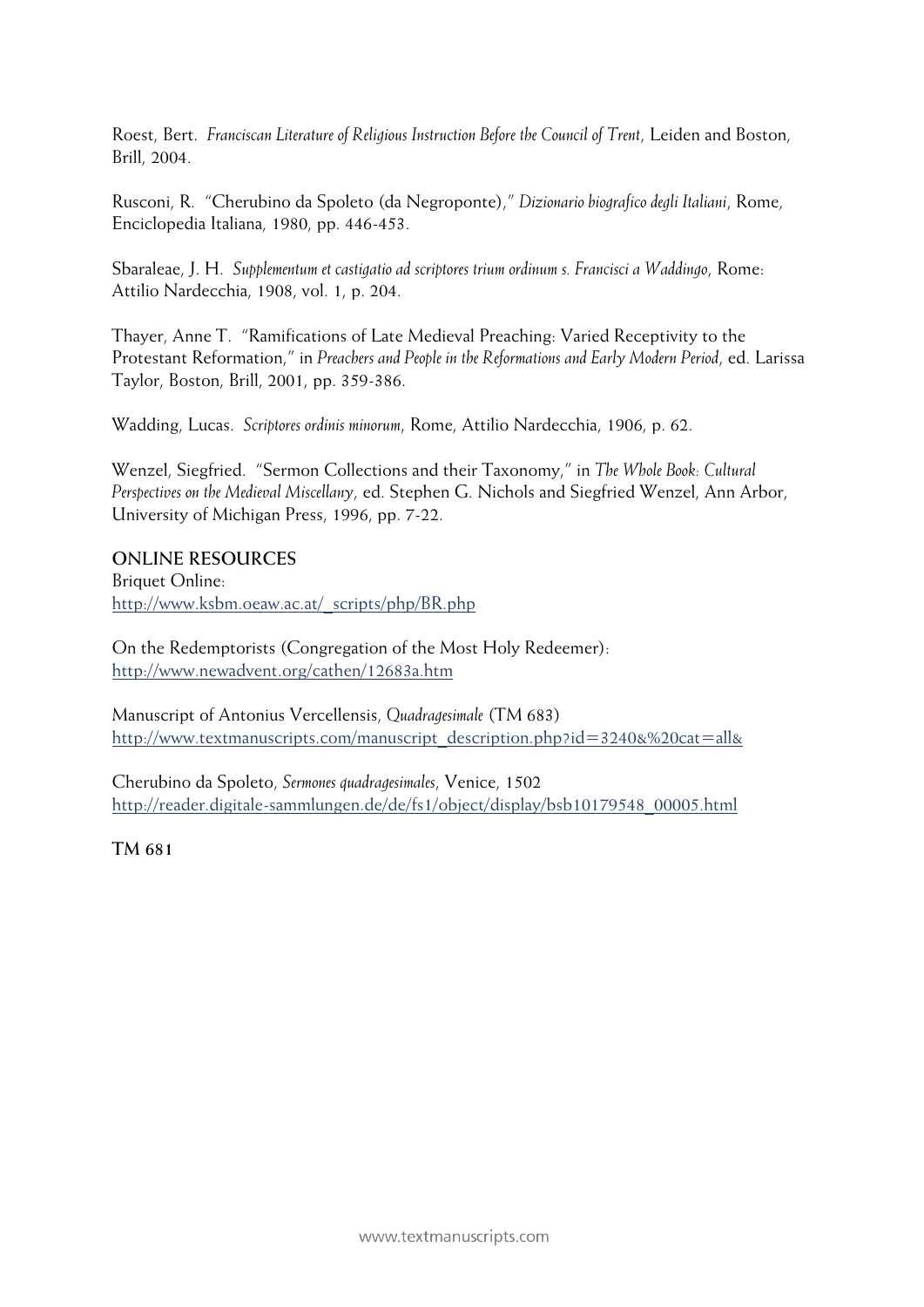Roest, Bert. *Franciscan Literature of Religious Instruction Before the Council of Trent*, Leiden and Boston, Brill, 2004.

Rusconi, R. "Cherubino da Spoleto (da Negroponte)," *Dizionario biografico degli Italiani*, Rome, Enciclopedia Italiana, 1980, pp. 446-453.

Sbaraleae, J. H. *Supplementum et castigatio ad scriptores trium ordinum s. Francisci a Waddingo*, Rome: Attilio Nardecchia, 1908, vol. 1, p. 204.

Thayer, Anne T. "Ramifications of Late Medieval Preaching: Varied Receptivity to the Protestant Reformation," in *Preachers and People in the Reformations and Early Modern Period*, ed. Larissa Taylor, Boston, Brill, 2001, pp. 359-386.

Wadding, Lucas. *Scriptores ordinis minorum*, Rome, Attilio Nardecchia, 1906, p. 62.

Wenzel, Siegfried. "Sermon Collections and their Taxonomy," in *The Whole Book: Cultural Perspectives on the Medieval Miscellany*, ed. Stephen G. Nichols and Siegfried Wenzel, Ann Arbor, University of Michigan Press, 1996, pp. 7-22.

**ONLINE RESOURCES**

Briquet Online:
http://www.ksbm.oeaw.ac.at/_scripts/php/BR.php

On the Redemptorists (Congregation of the Most Holy Redeemer):
http://www.newadvent.org/cathen/12683a.htm

Manuscript of Antonius Vercellensis, *Quadragesimale* (TM 683)
http://www.textmanuscripts.com/manuscript_description.php?id=3240&%20cat=all&

Cherubino da Spoleto, *Sermones quadragesimales*, Venice, 1502
http://reader.digitale-sammlungen.de/de/fs1/object/display/bsb10179548_00005.html

**TM 681**